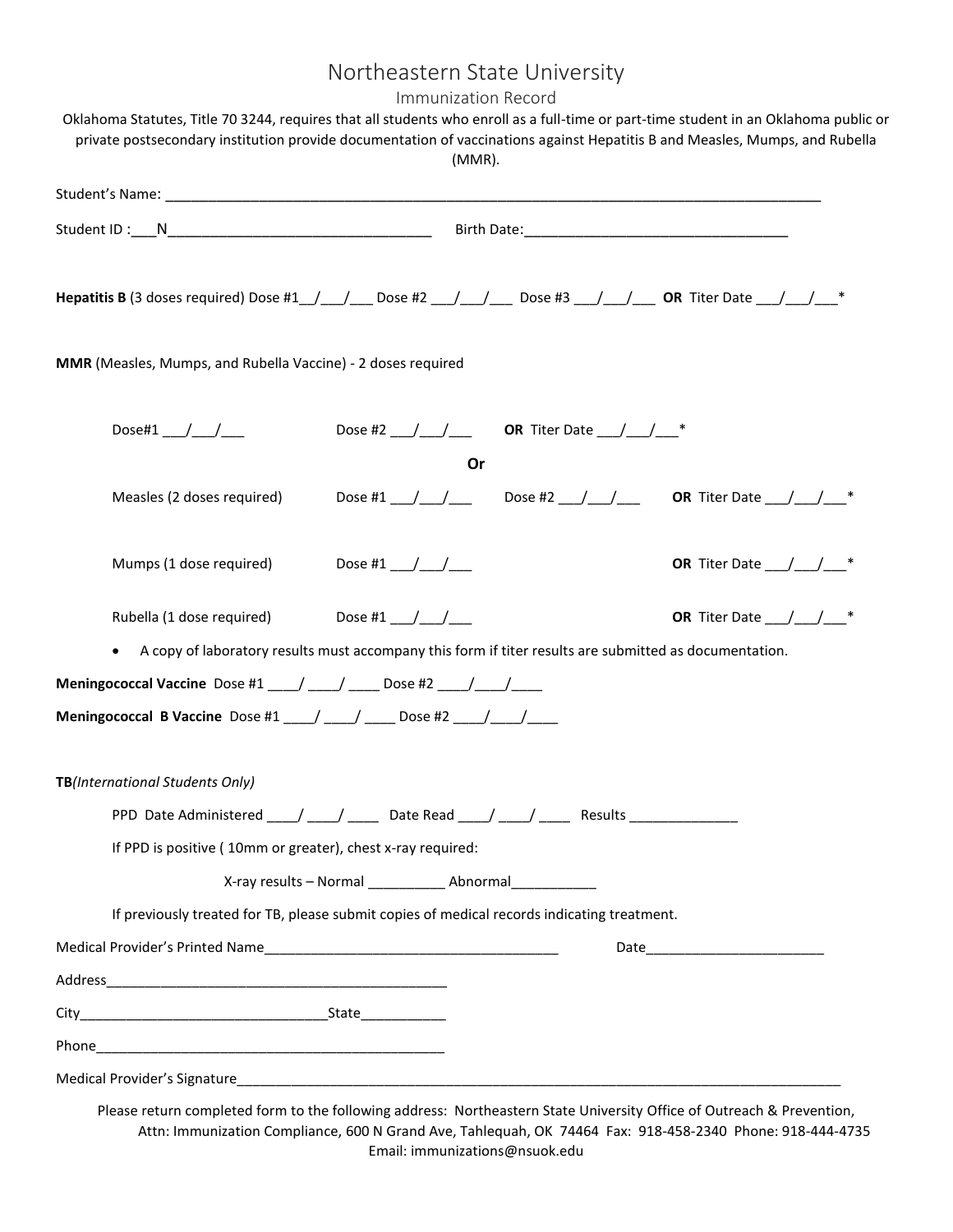# Northeastern State University

## Immunization Record

Oklahoma Statutes, Title 70 3244, requires that all students who enroll as a full-time or part-time student in an Oklahoma public or private postsecondary institution provide documentation of vaccinations against Hepatitis B and Measles, Mumps, and Rubella (MMR).

Student's Name: ___________________________________________________________________________________

Student ID :___N_________________________________ Birth Date:_________________________________

**Hepatitis B** (3 doses required) Dose #1__/___/___ Dose #2 ___/___/___ Dose #3 ___/___/___ **OR** Titer Date ___/___/___*

**MMR** (Measles, Mumps, and Rubella Vaccine) - 2 doses required

Dose#1 ___/___/___ Dose #2 ___/___/___ **OR** Titer Date ___/___/___*

**Or**

Measles (2 doses required) Dose #1 ___/___/___ Dose #2 ___/___/___ **OR** Titer Date ___/___/___*

Mumps (1 dose required) Dose #1 ___/___/___ **OR** Titer Date ___/___/___*

Rubella (1 dose required) Dose #1 ___/___/___ **OR** Titer Date ___/___/___*

- A copy of laboratory results must accompany this form if titer results are submitted as documentation.

**Meningococcal Vaccine** Dose #1 ____/ ____/ ____ Dose #2 ____/____/____

**Meningococcal B Vaccine** Dose #1 ____/ ____/ ____ Dose #2 ____/____/____

**TB***(International Students Only)*

PPD Date Administered ____/ ____/ ____ Date Read ____/ ____/ ____ Results ______________

If PPD is positive ( 10mm or greater), chest x-ray required:

X-ray results – Normal __________ Abnormal___________

If previously treated for TB, please submit copies of medical records indicating treatment.

Medical Provider's Printed Name______________________________________ Date_______________________

Address_____________________________________________

City________________________________State___________

Phone_____________________________________________

Medical Provider's Signature_____________________________________________________________________________

Please return completed form to the following address: Northeastern State University Office of Outreach & Prevention, Attn: Immunization Compliance, 600 N Grand Ave, Tahlequah, OK 74464 Fax: 918-458-2340 Phone: 918-444-4735 Email: immunizations@nsuok.edu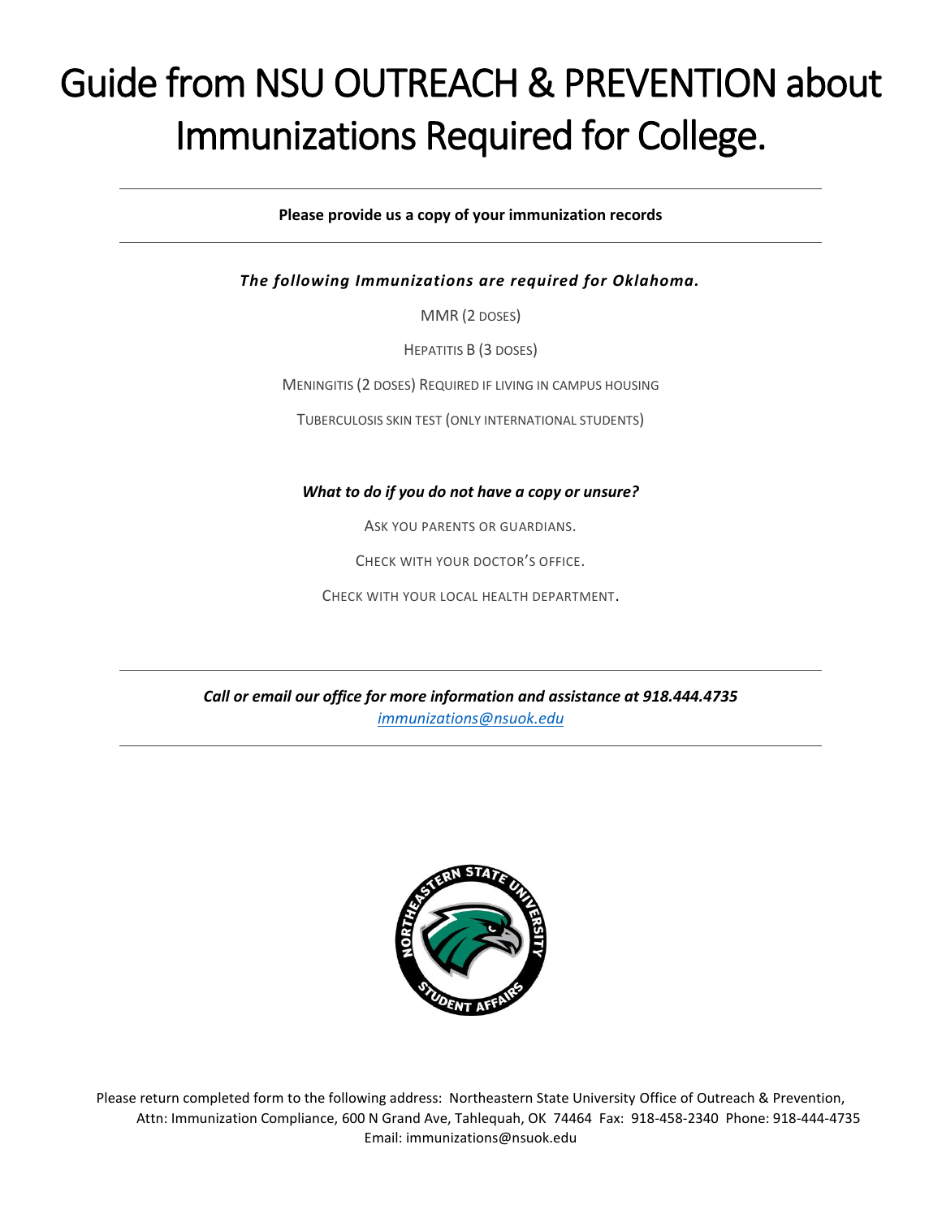# Guide from NSU OUTREACH & PREVENTION about Immunizations Required for College.

---

**Please provide us a copy of your immunization records**

---

***The following Immunizations are required for Oklahoma.***

MMR (2 DOSES)

HEPATITIS B (3 DOSES)

MENINGITIS (2 DOSES) REQUIRED IF LIVING IN CAMPUS HOUSING

TUBERCULOSIS SKIN TEST (ONLY INTERNATIONAL STUDENTS)

***What to do if you do not have a copy or unsure?***

ASK YOU PARENTS OR GUARDIANS.

CHECK WITH YOUR DOCTOR'S OFFICE.

CHECK WITH YOUR LOCAL HEALTH DEPARTMENT.

---

***Call or email our office for more information and assistance at 918.444.4735***
[immunizations@nsuok.edu](mailto:immunizations@nsuok.edu)

---

Please return completed form to the following address: Northeastern State University Office of Outreach & Prevention, Attn: Immunization Compliance, 600 N Grand Ave, Tahlequah, OK 74464 Fax: 918-458-2340 Phone: 918-444-4735 Email: immunizations@nsuok.edu